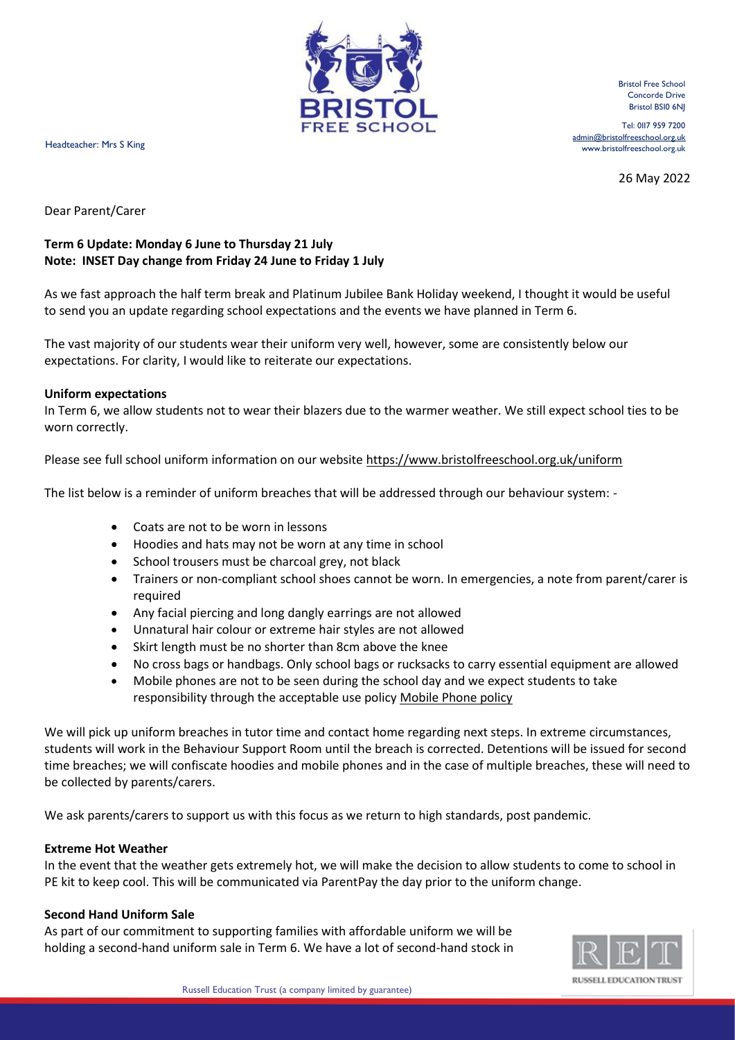Headteacher: Mrs S King

Bristol Free School
Concorde Drive
Bristol BS10 6NJ

Tel: 0117 959 7200
admin@bristolfreeschool.org.uk
www.bristolfreeschool.org.uk

26 May 2022

Dear Parent/Carer

**Term 6 Update: Monday 6 June to Thursday 21 July**
**Note: INSET Day change from Friday 24 June to Friday 1 July**

As we fast approach the half term break and Platinum Jubilee Bank Holiday weekend, I thought it would be useful to send you an update regarding school expectations and the events we have planned in Term 6.

The vast majority of our students wear their uniform very well, however, some are consistently below our expectations. For clarity, I would like to reiterate our expectations.

**Uniform expectations**

In Term 6, we allow students not to wear their blazers due to the warmer weather. We still expect school ties to be worn correctly.

Please see full school uniform information on our website https://www.bristolfreeschool.org.uk/uniform

The list below is a reminder of uniform breaches that will be addressed through our behaviour system: -

- Coats are not to be worn in lessons
- Hoodies and hats may not be worn at any time in school
- School trousers must be charcoal grey, not black
- Trainers or non-compliant school shoes cannot be worn. In emergencies, a note from parent/carer is required
- Any facial piercing and long dangly earrings are not allowed
- Unnatural hair colour or extreme hair styles are not allowed
- Skirt length must be no shorter than 8cm above the knee
- No cross bags or handbags. Only school bags or rucksacks to carry essential equipment are allowed
- Mobile phones are not to be seen during the school day and we expect students to take responsibility through the acceptable use policy Mobile Phone policy

We will pick up uniform breaches in tutor time and contact home regarding next steps. In extreme circumstances, students will work in the Behaviour Support Room until the breach is corrected. Detentions will be issued for second time breaches; we will confiscate hoodies and mobile phones and in the case of multiple breaches, these will need to be collected by parents/carers.

We ask parents/carers to support us with this focus as we return to high standards, post pandemic.

**Extreme Hot Weather**

In the event that the weather gets extremely hot, we will make the decision to allow students to come to school in PE kit to keep cool. This will be communicated via ParentPay the day prior to the uniform change.

**Second Hand Uniform Sale**

As part of our commitment to supporting families with affordable uniform we will be holding a second-hand uniform sale in Term 6. We have a lot of second-hand stock in

Russell Education Trust (a company limited by guarantee)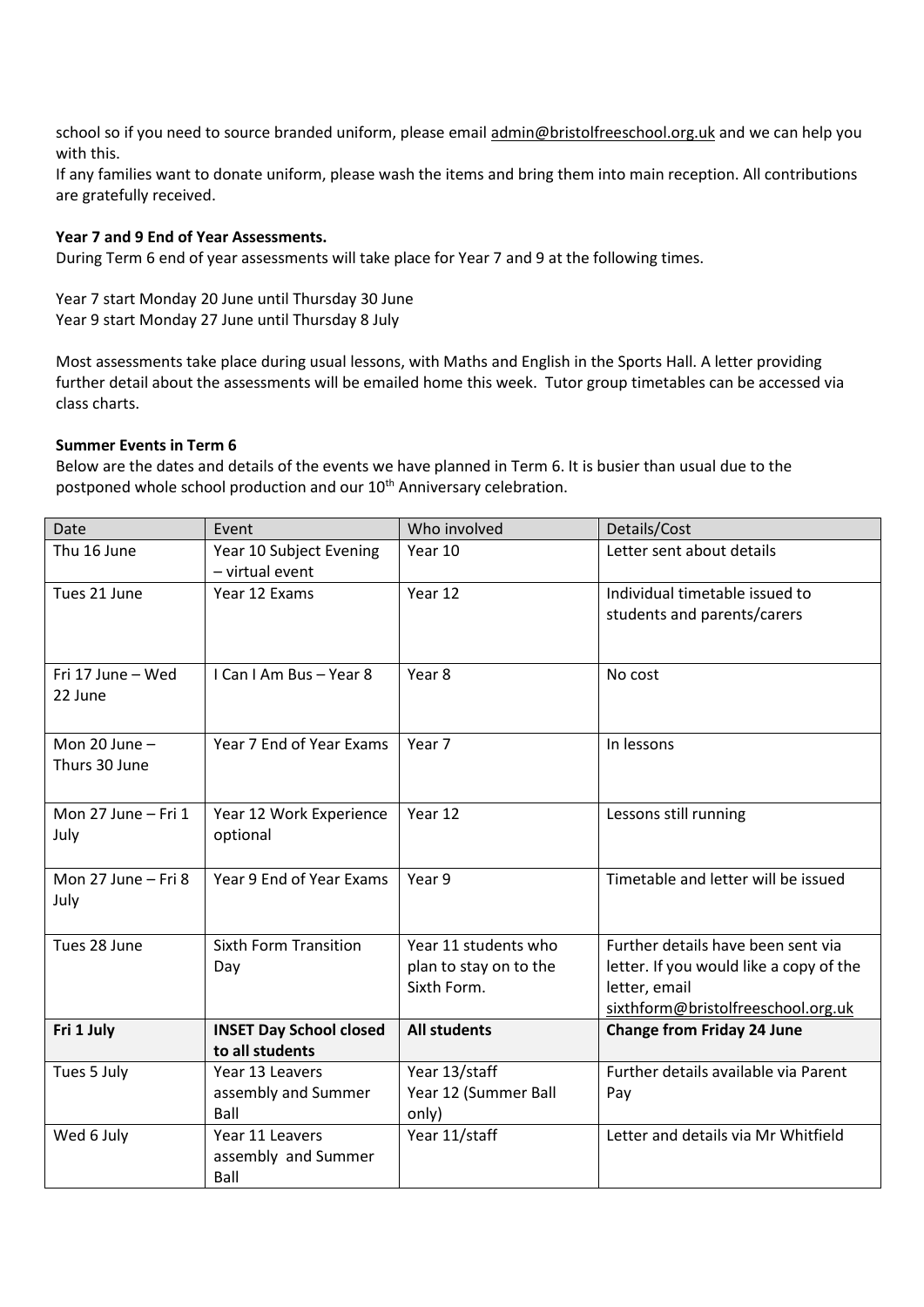school so if you need to source branded uniform, please email admin@bristolfreeschool.org.uk and we can help you with this.
If any families want to donate uniform, please wash the items and bring them into main reception. All contributions are gratefully received.

**Year 7 and 9 End of Year Assessments.**
During Term 6 end of year assessments will take place for Year 7 and 9 at the following times.

Year 7 start Monday 20 June until Thursday 30 June
Year 9 start Monday 27 June until Thursday 8 July

Most assessments take place during usual lessons, with Maths and English in the Sports Hall. A letter providing further detail about the assessments will be emailed home this week. Tutor group timetables can be accessed via class charts.

**Summer Events in Term 6**
Below are the dates and details of the events we have planned in Term 6. It is busier than usual due to the postponed whole school production and our 10th Anniversary celebration.

| Date | Event | Who involved | Details/Cost |
|---|---|---|---|
| Thu 16 June | Year 10 Subject Evening – virtual event | Year 10 | Letter sent about details |
| Tues 21 June | Year 12 Exams | Year 12 | Individual timetable issued to students and parents/carers |
| Fri 17 June – Wed 22 June | I Can I Am Bus – Year 8 | Year 8 | No cost |
| Mon 20 June – Thurs 30 June | Year 7 End of Year Exams | Year 7 | In lessons |
| Mon 27 June – Fri 1 July | Year 12 Work Experience optional | Year 12 | Lessons still running |
| Mon 27 June – Fri 8 July | Year 9 End of Year Exams | Year 9 | Timetable and letter will be issued |
| Tues 28 June | Sixth Form Transition Day | Year 11 students who plan to stay on to the Sixth Form. | Further details have been sent via letter. If you would like a copy of the letter, email sixthform@bristolfreeschool.org.uk |
| **Fri 1 July** | **INSET Day School closed to all students** | **All students** | **Change from Friday 24 June** |
| Tues 5 July | Year 13 Leavers assembly and Summer Ball | Year 13/staff Year 12 (Summer Ball only) | Further details available via Parent Pay |
| Wed 6 July | Year 11 Leavers assembly and Summer Ball | Year 11/staff | Letter and details via Mr Whitfield |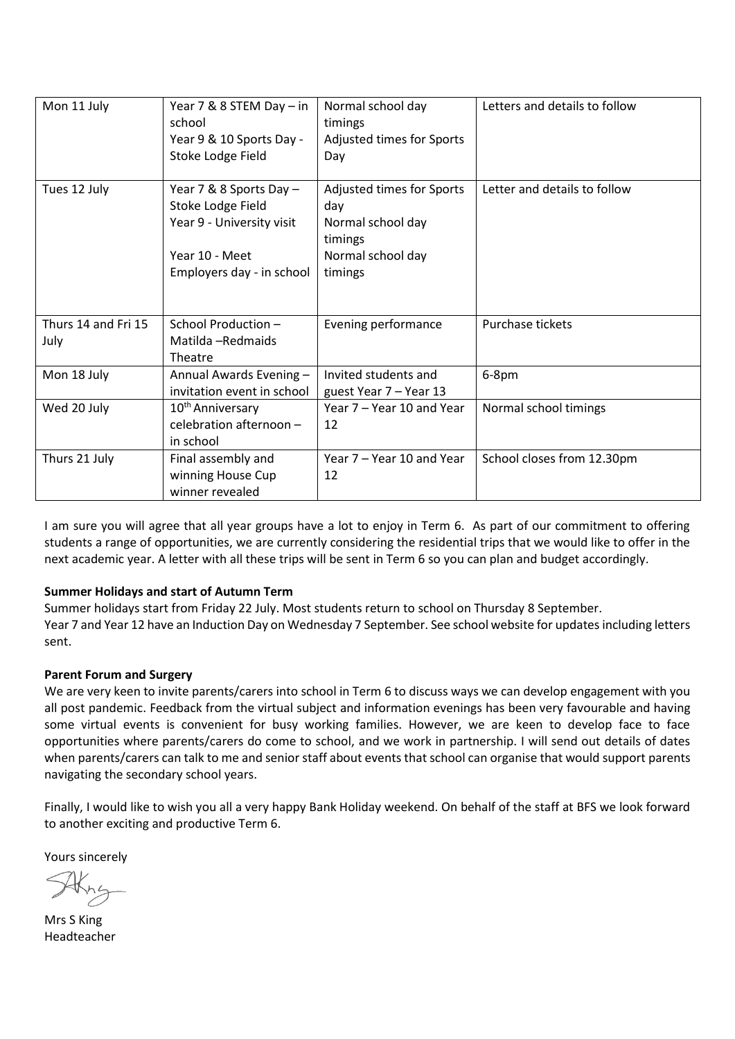| | | | |
|---|---|---|---|
| Mon 11 July | Year 7 & 8 STEM Day – in school<br>Year 9 & 10 Sports Day - Stoke Lodge Field | Normal school day timings<br>Adjusted times for Sports Day | Letters and details to follow |
| Tues 12 July | Year 7 & 8 Sports Day – Stoke Lodge Field<br>Year 9 - University visit<br>Year 10 - Meet Employers day - in school | Adjusted times for Sports day<br>Normal school day timings<br>Normal school day timings | Letter and details to follow |
| Thurs 14 and Fri 15 July | School Production – Matilda –Redmaids Theatre | Evening performance | Purchase tickets |
| Mon 18 July | Annual Awards Evening – invitation event in school | Invited students and guest Year 7 – Year 13 | 6-8pm |
| Wed 20 July | 10th Anniversary celebration afternoon – in school | Year 7 – Year 10 and Year 12 | Normal school timings |
| Thurs 21 July | Final assembly and winning House Cup winner revealed | Year 7 – Year 10 and Year 12 | School closes from 12.30pm |

I am sure you will agree that all year groups have a lot to enjoy in Term 6. As part of our commitment to offering students a range of opportunities, we are currently considering the residential trips that we would like to offer in the next academic year. A letter with all these trips will be sent in Term 6 so you can plan and budget accordingly.

**Summer Holidays and start of Autumn Term**

Summer holidays start from Friday 22 July. Most students return to school on Thursday 8 September.
Year 7 and Year 12 have an Induction Day on Wednesday 7 September. See school website for updates including letters sent.

**Parent Forum and Surgery**

We are very keen to invite parents/carers into school in Term 6 to discuss ways we can develop engagement with you all post pandemic. Feedback from the virtual subject and information evenings has been very favourable and having some virtual events is convenient for busy working families. However, we are keen to develop face to face opportunities where parents/carers do come to school, and we work in partnership. I will send out details of dates when parents/carers can talk to me and senior staff about events that school can organise that would support parents navigating the secondary school years.

Finally, I would like to wish you all a very happy Bank Holiday weekend. On behalf of the staff at BFS we look forward to another exciting and productive Term 6.

Yours sincerely

Mrs S King
Headteacher